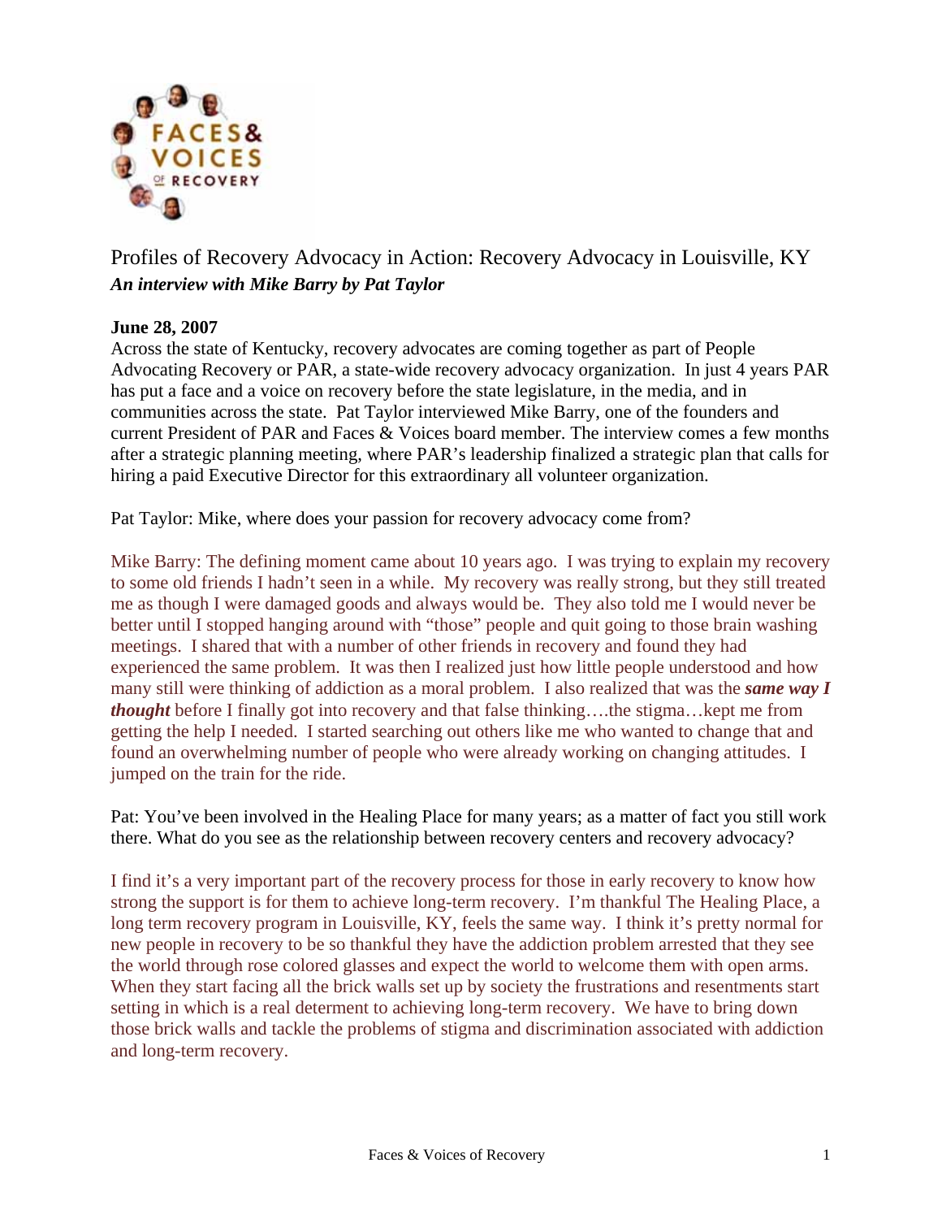# Profiles of Recovery Advocacy in Action: Recovery Advocacy in Louisville, KY

***An interview with Mike Barry by Pat Taylor***

**June 28, 2007**

Across the state of Kentucky, recovery advocates are coming together as part of People Advocating Recovery or PAR, a state-wide recovery advocacy organization. In just 4 years PAR has put a face and a voice on recovery before the state legislature, in the media, and in communities across the state. Pat Taylor interviewed Mike Barry, one of the founders and current President of PAR and Faces & Voices board member. The interview comes a few months after a strategic planning meeting, where PAR's leadership finalized a strategic plan that calls for hiring a paid Executive Director for this extraordinary all volunteer organization.

Pat Taylor: Mike, where does your passion for recovery advocacy come from?

Mike Barry: The defining moment came about 10 years ago. I was trying to explain my recovery to some old friends I hadn't seen in a while. My recovery was really strong, but they still treated me as though I were damaged goods and always would be. They also told me I would never be better until I stopped hanging around with "those" people and quit going to those brain washing meetings. I shared that with a number of other friends in recovery and found they had experienced the same problem. It was then I realized just how little people understood and how many still were thinking of addiction as a moral problem. I also realized that was the ***same way I thought*** before I finally got into recovery and that false thinking….the stigma…kept me from getting the help I needed. I started searching out others like me who wanted to change that and found an overwhelming number of people who were already working on changing attitudes. I jumped on the train for the ride.

Pat: You've been involved in the Healing Place for many years; as a matter of fact you still work there. What do you see as the relationship between recovery centers and recovery advocacy?

I find it's a very important part of the recovery process for those in early recovery to know how strong the support is for them to achieve long-term recovery. I'm thankful The Healing Place, a long term recovery program in Louisville, KY, feels the same way. I think it's pretty normal for new people in recovery to be so thankful they have the addiction problem arrested that they see the world through rose colored glasses and expect the world to welcome them with open arms. When they start facing all the brick walls set up by society the frustrations and resentments start setting in which is a real determent to achieving long-term recovery. We have to bring down those brick walls and tackle the problems of stigma and discrimination associated with addiction and long-term recovery.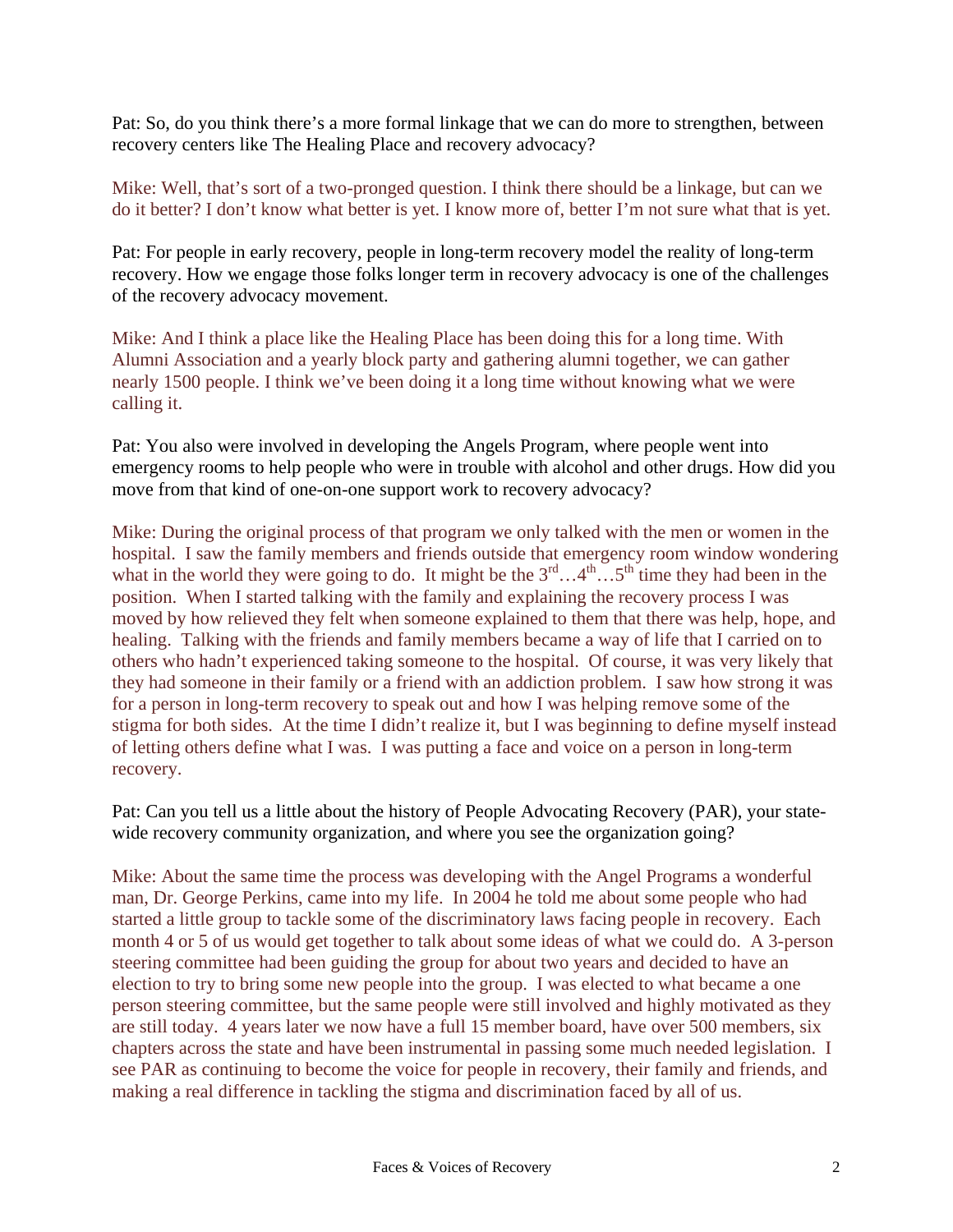Pat: So, do you think there's a more formal linkage that we can do more to strengthen, between recovery centers like The Healing Place and recovery advocacy?

Mike: Well, that's sort of a two-pronged question. I think there should be a linkage, but can we do it better? I don't know what better is yet. I know more of, better I'm not sure what that is yet.

Pat: For people in early recovery, people in long-term recovery model the reality of long-term recovery. How we engage those folks longer term in recovery advocacy is one of the challenges of the recovery advocacy movement.

Mike: And I think a place like the Healing Place has been doing this for a long time. With Alumni Association and a yearly block party and gathering alumni together, we can gather nearly 1500 people. I think we've been doing it a long time without knowing what we were calling it.

Pat: You also were involved in developing the Angels Program, where people went into emergency rooms to help people who were in trouble with alcohol and other drugs. How did you move from that kind of one-on-one support work to recovery advocacy?

Mike: During the original process of that program we only talked with the men or women in the hospital. I saw the family members and friends outside that emergency room window wondering what in the world they were going to do. It might be the 3rd…4th…5th time they had been in the position. When I started talking with the family and explaining the recovery process I was moved by how relieved they felt when someone explained to them that there was help, hope, and healing. Talking with the friends and family members became a way of life that I carried on to others who hadn't experienced taking someone to the hospital. Of course, it was very likely that they had someone in their family or a friend with an addiction problem. I saw how strong it was for a person in long-term recovery to speak out and how I was helping remove some of the stigma for both sides. At the time I didn't realize it, but I was beginning to define myself instead of letting others define what I was. I was putting a face and voice on a person in long-term recovery.

Pat: Can you tell us a little about the history of People Advocating Recovery (PAR), your state-wide recovery community organization, and where you see the organization going?

Mike: About the same time the process was developing with the Angel Programs a wonderful man, Dr. George Perkins, came into my life. In 2004 he told me about some people who had started a little group to tackle some of the discriminatory laws facing people in recovery. Each month 4 or 5 of us would get together to talk about some ideas of what we could do. A 3-person steering committee had been guiding the group for about two years and decided to have an election to try to bring some new people into the group. I was elected to what became a one person steering committee, but the same people were still involved and highly motivated as they are still today. 4 years later we now have a full 15 member board, have over 500 members, six chapters across the state and have been instrumental in passing some much needed legislation. I see PAR as continuing to become the voice for people in recovery, their family and friends, and making a real difference in tackling the stigma and discrimination faced by all of us.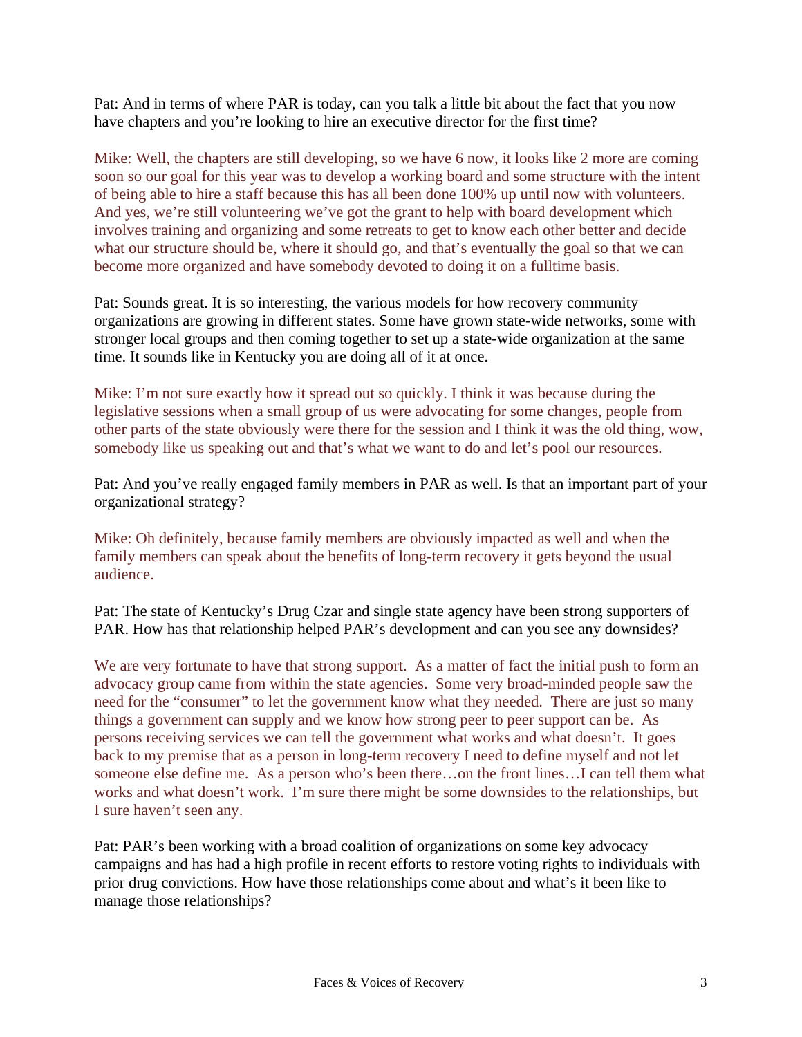Pat: And in terms of where PAR is today, can you talk a little bit about the fact that you now have chapters and you're looking to hire an executive director for the first time?

Mike: Well, the chapters are still developing, so we have 6 now, it looks like 2 more are coming soon so our goal for this year was to develop a working board and some structure with the intent of being able to hire a staff because this has all been done 100% up until now with volunteers. And yes, we're still volunteering we've got the grant to help with board development which involves training and organizing and some retreats to get to know each other better and decide what our structure should be, where it should go, and that's eventually the goal so that we can become more organized and have somebody devoted to doing it on a fulltime basis.

Pat: Sounds great. It is so interesting, the various models for how recovery community organizations are growing in different states. Some have grown state-wide networks, some with stronger local groups and then coming together to set up a state-wide organization at the same time. It sounds like in Kentucky you are doing all of it at once.

Mike: I'm not sure exactly how it spread out so quickly. I think it was because during the legislative sessions when a small group of us were advocating for some changes, people from other parts of the state obviously were there for the session and I think it was the old thing, wow, somebody like us speaking out and that's what we want to do and let's pool our resources.

Pat: And you've really engaged family members in PAR as well. Is that an important part of your organizational strategy?

Mike: Oh definitely, because family members are obviously impacted as well and when the family members can speak about the benefits of long-term recovery it gets beyond the usual audience.

Pat: The state of Kentucky's Drug Czar and single state agency have been strong supporters of PAR. How has that relationship helped PAR's development and can you see any downsides?

We are very fortunate to have that strong support. As a matter of fact the initial push to form an advocacy group came from within the state agencies. Some very broad-minded people saw the need for the "consumer" to let the government know what they needed. There are just so many things a government can supply and we know how strong peer to peer support can be. As persons receiving services we can tell the government what works and what doesn't. It goes back to my premise that as a person in long-term recovery I need to define myself and not let someone else define me. As a person who's been there…on the front lines…I can tell them what works and what doesn't work. I'm sure there might be some downsides to the relationships, but I sure haven't seen any.

Pat: PAR's been working with a broad coalition of organizations on some key advocacy campaigns and has had a high profile in recent efforts to restore voting rights to individuals with prior drug convictions. How have those relationships come about and what's it been like to manage those relationships?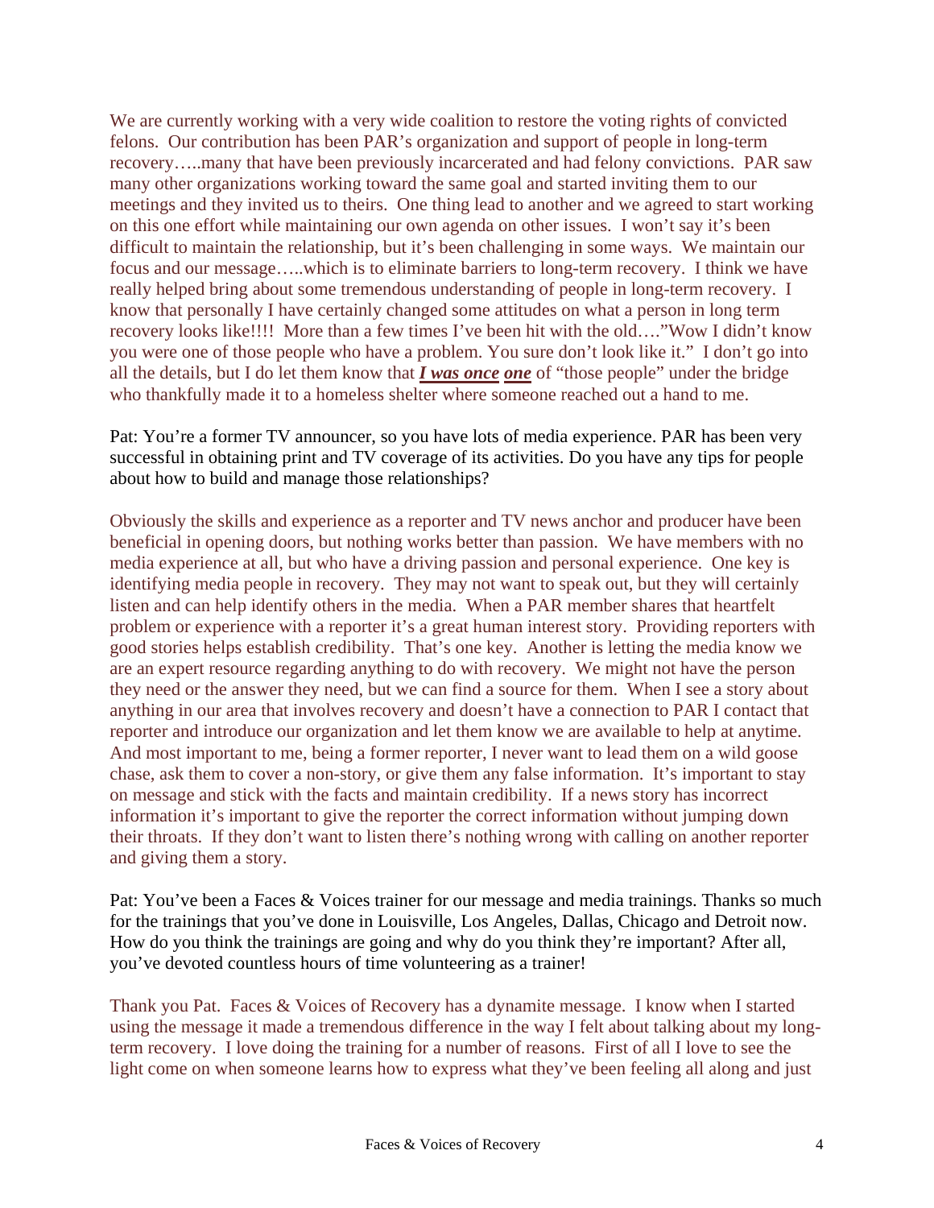We are currently working with a very wide coalition to restore the voting rights of convicted felons. Our contribution has been PAR's organization and support of people in long-term recovery…..many that have been previously incarcerated and had felony convictions. PAR saw many other organizations working toward the same goal and started inviting them to our meetings and they invited us to theirs. One thing lead to another and we agreed to start working on this one effort while maintaining our own agenda on other issues. I won't say it's been difficult to maintain the relationship, but it's been challenging in some ways. We maintain our focus and our message…..which is to eliminate barriers to long-term recovery. I think we have really helped bring about some tremendous understanding of people in long-term recovery. I know that personally I have certainly changed some attitudes on what a person in long term recovery looks like!!!! More than a few times I've been hit with the old…."Wow I didn't know you were one of those people who have a problem. You sure don't look like it." I don't go into all the details, but I do let them know that ***I was once*** ***one*** of "those people" under the bridge who thankfully made it to a homeless shelter where someone reached out a hand to me.

Pat: You're a former TV announcer, so you have lots of media experience. PAR has been very successful in obtaining print and TV coverage of its activities. Do you have any tips for people about how to build and manage those relationships?

Obviously the skills and experience as a reporter and TV news anchor and producer have been beneficial in opening doors, but nothing works better than passion. We have members with no media experience at all, but who have a driving passion and personal experience. One key is identifying media people in recovery. They may not want to speak out, but they will certainly listen and can help identify others in the media. When a PAR member shares that heartfelt problem or experience with a reporter it's a great human interest story. Providing reporters with good stories helps establish credibility. That's one key. Another is letting the media know we are an expert resource regarding anything to do with recovery. We might not have the person they need or the answer they need, but we can find a source for them. When I see a story about anything in our area that involves recovery and doesn't have a connection to PAR I contact that reporter and introduce our organization and let them know we are available to help at anytime. And most important to me, being a former reporter, I never want to lead them on a wild goose chase, ask them to cover a non-story, or give them any false information. It's important to stay on message and stick with the facts and maintain credibility. If a news story has incorrect information it's important to give the reporter the correct information without jumping down their throats. If they don't want to listen there's nothing wrong with calling on another reporter and giving them a story.

Pat: You've been a Faces & Voices trainer for our message and media trainings. Thanks so much for the trainings that you've done in Louisville, Los Angeles, Dallas, Chicago and Detroit now. How do you think the trainings are going and why do you think they're important? After all, you've devoted countless hours of time volunteering as a trainer!

Thank you Pat. Faces & Voices of Recovery has a dynamite message. I know when I started using the message it made a tremendous difference in the way I felt about talking about my long-term recovery. I love doing the training for a number of reasons. First of all I love to see the light come on when someone learns how to express what they've been feeling all along and just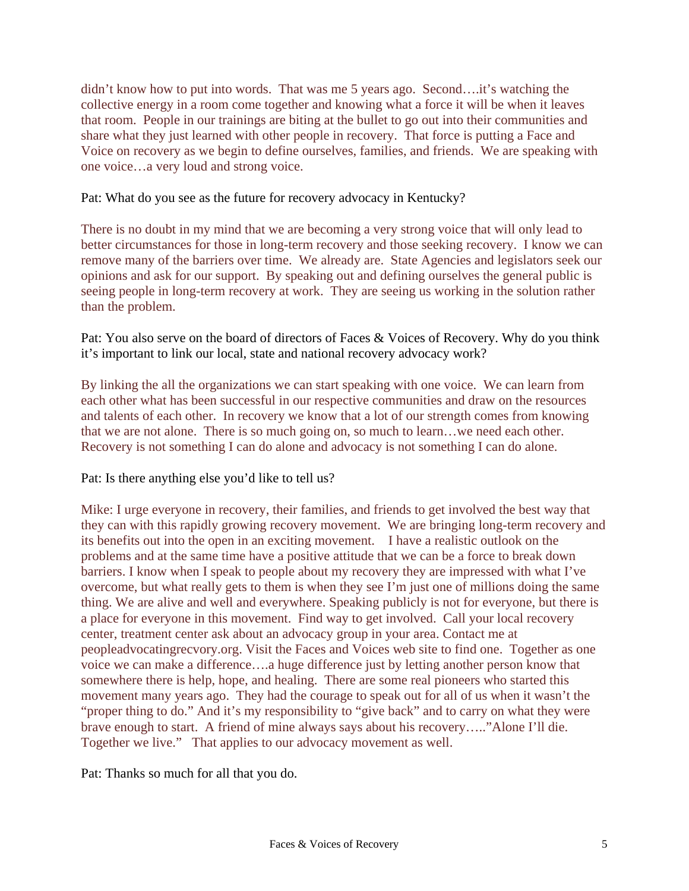didn't know how to put into words. That was me 5 years ago. Second….it's watching the collective energy in a room come together and knowing what a force it will be when it leaves that room. People in our trainings are biting at the bullet to go out into their communities and share what they just learned with other people in recovery. That force is putting a Face and Voice on recovery as we begin to define ourselves, families, and friends. We are speaking with one voice…a very loud and strong voice.

Pat: What do you see as the future for recovery advocacy in Kentucky?

There is no doubt in my mind that we are becoming a very strong voice that will only lead to better circumstances for those in long-term recovery and those seeking recovery. I know we can remove many of the barriers over time. We already are. State Agencies and legislators seek our opinions and ask for our support. By speaking out and defining ourselves the general public is seeing people in long-term recovery at work. They are seeing us working in the solution rather than the problem.

Pat: You also serve on the board of directors of Faces & Voices of Recovery. Why do you think it's important to link our local, state and national recovery advocacy work?

By linking the all the organizations we can start speaking with one voice. We can learn from each other what has been successful in our respective communities and draw on the resources and talents of each other. In recovery we know that a lot of our strength comes from knowing that we are not alone. There is so much going on, so much to learn…we need each other. Recovery is not something I can do alone and advocacy is not something I can do alone.

Pat: Is there anything else you'd like to tell us?

Mike: I urge everyone in recovery, their families, and friends to get involved the best way that they can with this rapidly growing recovery movement. We are bringing long-term recovery and its benefits out into the open in an exciting movement. I have a realistic outlook on the problems and at the same time have a positive attitude that we can be a force to break down barriers. I know when I speak to people about my recovery they are impressed with what I've overcome, but what really gets to them is when they see I'm just one of millions doing the same thing. We are alive and well and everywhere. Speaking publicly is not for everyone, but there is a place for everyone in this movement. Find way to get involved. Call your local recovery center, treatment center ask about an advocacy group in your area. Contact me at peopleadvocatingrecvory.org. Visit the Faces and Voices web site to find one. Together as one voice we can make a difference….a huge difference just by letting another person know that somewhere there is help, hope, and healing. There are some real pioneers who started this movement many years ago. They had the courage to speak out for all of us when it wasn't the "proper thing to do." And it's my responsibility to "give back" and to carry on what they were brave enough to start. A friend of mine always says about his recovery….."Alone I'll die. Together we live." That applies to our advocacy movement as well.

Pat: Thanks so much for all that you do.